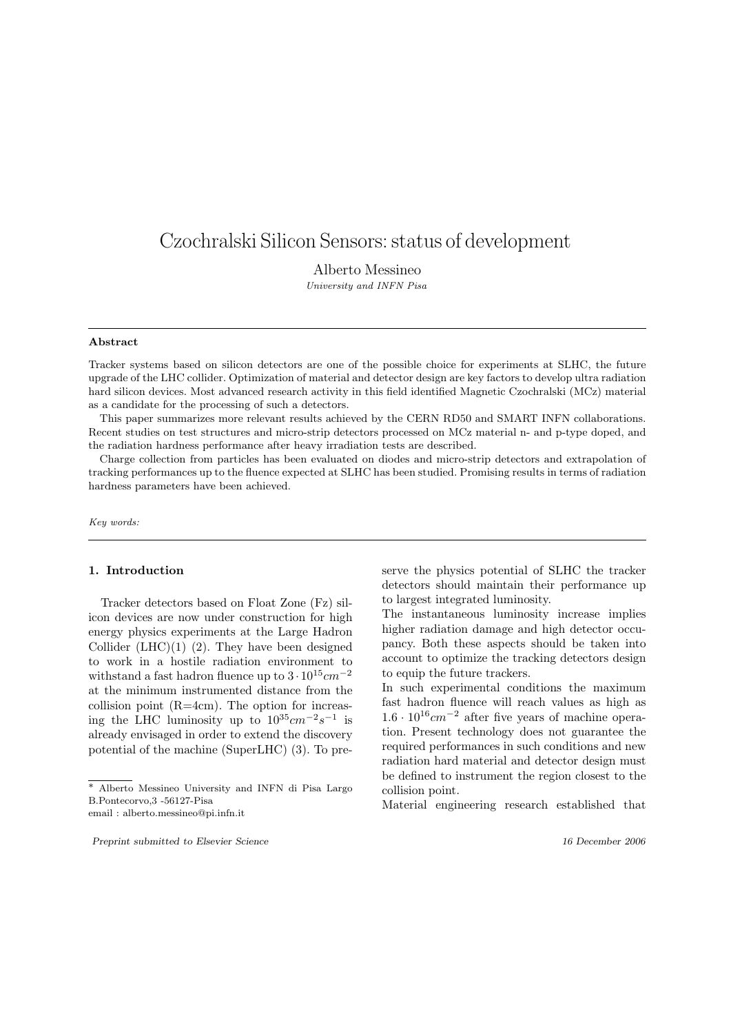# Czochralski Silicon Sensors: status of development

Alberto Messineo

*University and INFN Pisa*

---

**Abstract**

Tracker systems based on silicon detectors are one of the possible choice for experiments at SLHC, the future upgrade of the LHC collider. Optimization of material and detector design are key factors to develop ultra radiation hard silicon devices. Most advanced research activity in this field identified Magnetic Czochralski (MCz) material as a candidate for the processing of such a detectors.

This paper summarizes more relevant results achieved by the CERN RD50 and SMART INFN collaborations. Recent studies on test structures and micro-strip detectors processed on MCz material n- and p-type doped, and the radiation hardness performance after heavy irradiation tests are described.

Charge collection from particles has been evaluated on diodes and micro-strip detectors and extrapolation of tracking performances up to the fluence expected at SLHC has been studied. Promising results in terms of radiation hardness parameters have been achieved.

*Key words:*

---

## 1. Introduction

Tracker detectors based on Float Zone (Fz) silicon devices are now under construction for high energy physics experiments at the Large Hadron Collider (LHC)(1) (2). They have been designed to work in a hostile radiation environment to withstand a fast hadron fluence up to $3 \cdot 10^{15} cm^{-2}$ at the minimum instrumented distance from the collision point (R=4cm). The option for increasing the LHC luminosity up to $10^{35} cm^{-2}s^{-1}$ is already envisaged in order to extend the discovery potential of the machine (SuperLHC) (3). To preserve the physics potential of SLHC the tracker detectors should maintain their performance up to largest integrated luminosity.

The instantaneous luminosity increase implies higher radiation damage and high detector occupancy. Both these aspects should be taken into account to optimize the tracking detectors design to equip the future trackers.

In such experimental conditions the maximum fast hadron fluence will reach values as high as $1.6 \cdot 10^{16} cm^{-2}$ after five years of machine operation. Present technology does not guarantee the required performances in such conditions and new radiation hard material and detector design must be defined to instrument the region closest to the collision point.

Material engineering research established that

---

* Alberto Messineo University and INFN di Pisa Largo B.Pontecorvo,3 -56127-Pisa
email : alberto.messineo@pi.infn.it

*Preprint submitted to Elsevier Science* *16 December 2006*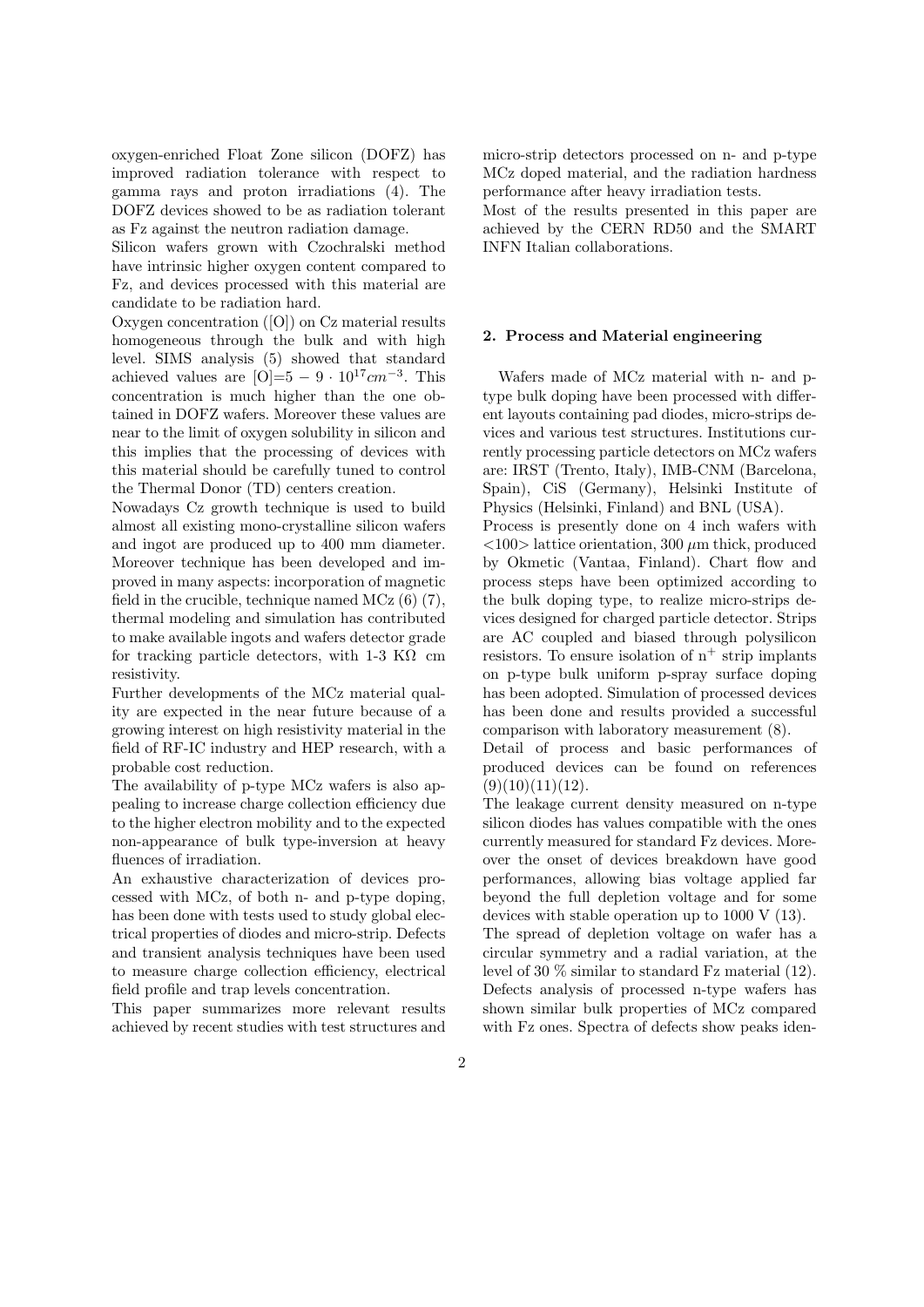oxygen-enriched Float Zone silicon (DOFZ) has improved radiation tolerance with respect to gamma rays and proton irradiations (4). The DOFZ devices showed to be as radiation tolerant as Fz against the neutron radiation damage.

Silicon wafers grown with Czochralski method have intrinsic higher oxygen content compared to Fz, and devices processed with this material are candidate to be radiation hard.

Oxygen concentration ([O]) on Cz material results homogeneous through the bulk and with high level. SIMS analysis (5) showed that standard achieved values are $[O]=5-9\cdot 10^{17}cm^{-3}$. This concentration is much higher than the one obtained in DOFZ wafers. Moreover these values are near to the limit of oxygen solubility in silicon and this implies that the processing of devices with this material should be carefully tuned to control the Thermal Donor (TD) centers creation.

Nowadays Cz growth technique is used to build almost all existing mono-crystalline silicon wafers and ingot are produced up to 400 mm diameter. Moreover technique has been developed and improved in many aspects: incorporation of magnetic field in the crucible, technique named MCz (6) (7), thermal modeling and simulation has contributed to make available ingots and wafers detector grade for tracking particle detectors, with 1-3 K$\Omega$ cm resistivity.

Further developments of the MCz material quality are expected in the near future because of a growing interest on high resistivity material in the field of RF-IC industry and HEP research, with a probable cost reduction.

The availability of p-type MCz wafers is also appealing to increase charge collection efficiency due to the higher electron mobility and to the expected non-appearance of bulk type-inversion at heavy fluences of irradiation.

An exhaustive characterization of devices processed with MCz, of both n- and p-type doping, has been done with tests used to study global electrical properties of diodes and micro-strip. Defects and transient analysis techniques have been used to measure charge collection efficiency, electrical field profile and trap levels concentration.

This paper summarizes more relevant results achieved by recent studies with test structures and micro-strip detectors processed on n- and p-type MCz doped material, and the radiation hardness performance after heavy irradiation tests.

Most of the results presented in this paper are achieved by the CERN RD50 and the SMART INFN Italian collaborations.

## 2. Process and Material engineering

Wafers made of MCz material with n- and p-type bulk doping have been processed with different layouts containing pad diodes, micro-strips devices and various test structures. Institutions currently processing particle detectors on MCz wafers are: IRST (Trento, Italy), IMB-CNM (Barcelona, Spain), CiS (Germany), Helsinki Institute of Physics (Helsinki, Finland) and BNL (USA).

Process is presently done on 4 inch wafers with <100> lattice orientation, 300 $\mu$m thick, produced by Okmetic (Vantaa, Finland). Chart flow and process steps have been optimized according to the bulk doping type, to realize micro-strips devices designed for charged particle detector. Strips are AC coupled and biased through polysilicon resistors. To ensure isolation of $n^+$ strip implants on p-type bulk uniform p-spray surface doping has been adopted. Simulation of processed devices has been done and results provided a successful comparison with laboratory measurement (8).

Detail of process and basic performances of produced devices can be found on references (9)(10)(11)(12).

The leakage current density measured on n-type silicon diodes has values compatible with the ones currently measured for standard Fz devices. Moreover the onset of devices breakdown have good performances, allowing bias voltage applied far beyond the full depletion voltage and for some devices with stable operation up to 1000 V (13).

The spread of depletion voltage on wafer has a circular symmetry and a radial variation, at the level of 30 % similar to standard Fz material (12). Defects analysis of processed n-type wafers has shown similar bulk properties of MCz compared with Fz ones. Spectra of defects show peaks iden-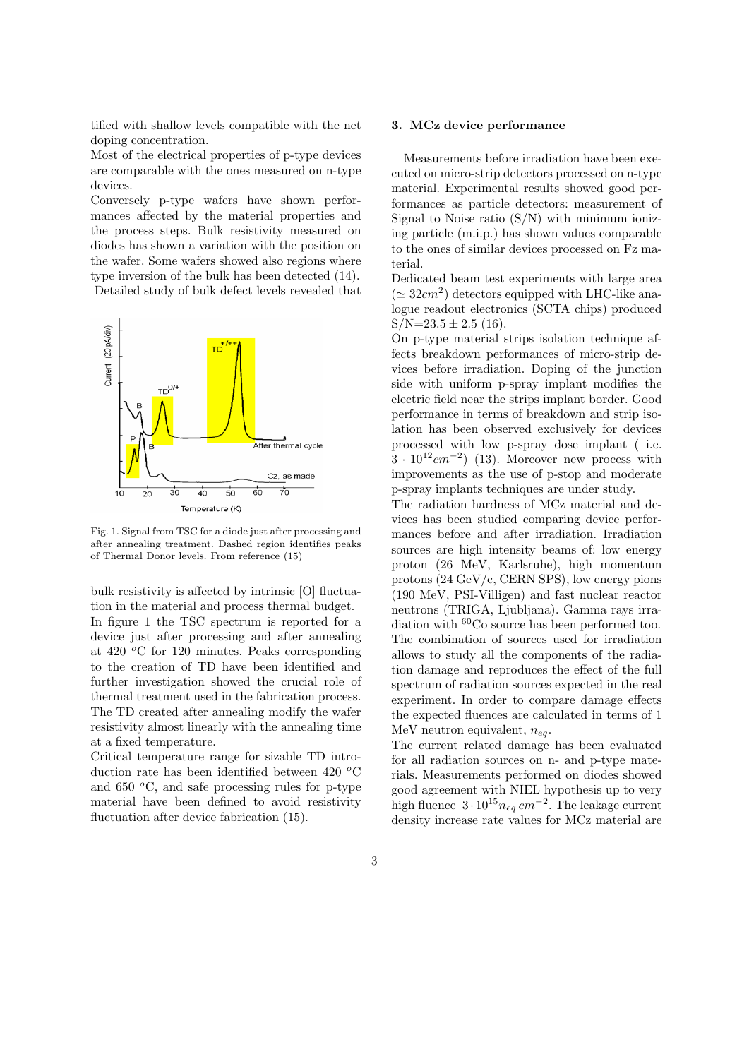tified with shallow levels compatible with the net doping concentration.
Most of the electrical properties of p-type devices are comparable with the ones measured on n-type devices.
Conversely p-type wafers have shown performances affected by the material properties and the process steps. Bulk resistivity measured on diodes has shown a variation with the position on the wafer. Some wafers showed also regions where type inversion of the bulk has been detected (14).
Detailed study of bulk defect levels revealed that bulk resistivity is affected by intrinsic [O] fluctuation in the material and process thermal budget.

Fig. 1. Signal from TSC for a diode just after processing and after annealing treatment. Dashed region identifies peaks of Thermal Donor levels. From reference (15)

In figure 1 the TSC spectrum is reported for a device just after processing and after annealing at 420 $^{o}$C for 120 minutes. Peaks corresponding to the creation of TD have been identified and further investigation showed the crucial role of thermal treatment used in the fabrication process. The TD created after annealing modify the wafer resistivity almost linearly with the annealing time at a fixed temperature.
Critical temperature range for sizable TD introduction rate has been identified between 420 $^{o}$C and 650 $^{o}$C, and safe processing rules for p-type material have been defined to avoid resistivity fluctuation after device fabrication (15).

## 3. MCz device performance

Measurements before irradiation have been executed on micro-strip detectors processed on n-type material. Experimental results showed good performances as particle detectors: measurement of Signal to Noise ratio (S/N) with minimum ionizing particle (m.i.p.) has shown values comparable to the ones of similar devices processed on Fz material.
Dedicated beam test experiments with large area ($\simeq 32cm^2$) detectors equipped with LHC-like analogue readout electronics (SCTA chips) produced S/N=23.5 $\pm$ 2.5 (16).
On p-type material strips isolation technique affects breakdown performances of micro-strip devices before irradiation. Doping of the junction side with uniform p-spray implant modifies the electric field near the strips implant border. Good performance in terms of breakdown and strip isolation has been observed exclusively for devices processed with low p-spray dose implant ( i.e. $3 \cdot 10^{12} cm^{-2}$) (13). Moreover new process with improvements as the use of p-stop and moderate p-spray implants techniques are under study.
The radiation hardness of MCz material and devices has been studied comparing device performances before and after irradiation. Irradiation sources are high intensity beams of: low energy proton (26 MeV, Karlsruhe), high momentum protons (24 GeV/c, CERN SPS), low energy pions (190 MeV, PSI-Villigen) and fast nuclear reactor neutrons (TRIGA, Ljubljana). Gamma rays irradiation with $^{60}$Co source has been performed too. The combination of sources used for irradiation allows to study all the components of the radiation damage and reproduces the effect of the full spectrum of radiation sources expected in the real experiment. In order to compare damage effects the expected fluences are calculated in terms of 1 MeV neutron equivalent, $n_{eq}$.
The current related damage has been evaluated for all radiation sources on n- and p-type materials. Measurements performed on diodes showed good agreement with NIEL hypothesis up to very high fluence $3 \cdot 10^{15} n_{eq}\, cm^{-2}$. The leakage current density increase rate values for MCz material are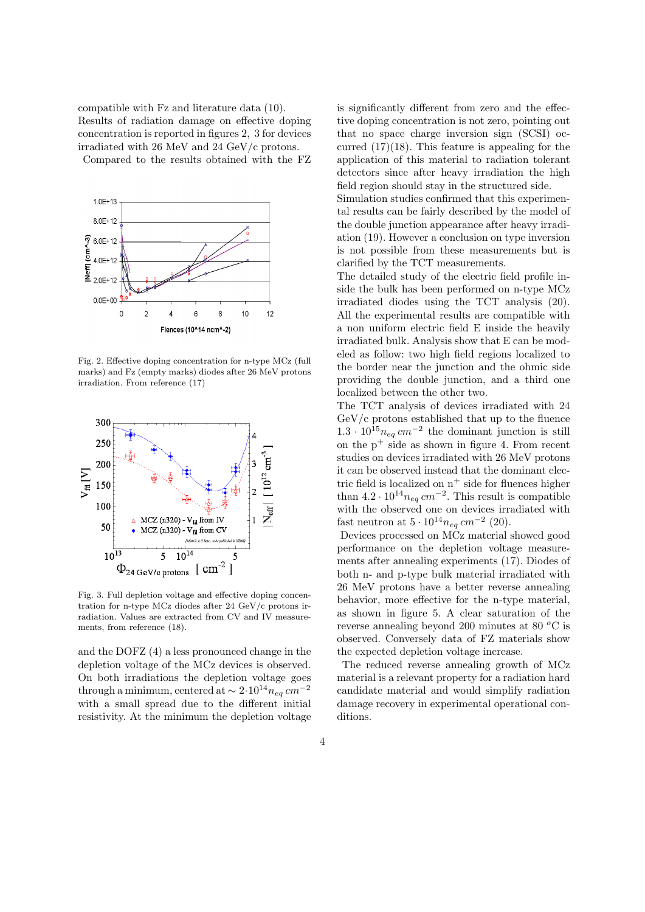compatible with Fz and literature data (10).
Results of radiation damage on effective doping concentration is reported in figures 2, 3 for devices irradiated with 26 MeV and 24 GeV/c protons.
Compared to the results obtained with the FZ and the DOFZ (4) a less pronounced change in the depletion voltage of the MCz devices is observed. On both irradiations the depletion voltage goes through a minimum, centered at $\sim 2 \cdot 10^{14} n_{eq}\, cm^{-2}$ with a small spread due to the different initial resistivity. At the minimum the depletion voltage is significantly different from zero and the effective doping concentration is not zero, pointing out that no space charge inversion sign (SCSI) occurred (17)(18). This feature is appealing for the application of this material to radiation tolerant detectors since after heavy irradiation the high field region should stay in the structured side.

Fig. 2. Effective doping concentration for n-type MCz (full marks) and Fz (empty marks) diodes after 26 MeV protons irradiation. From reference (17)

Fig. 3. Full depletion voltage and effective doping concentration for n-type MCz diodes after 24 GeV/c protons irradiation. Values are extracted from CV and IV measurements, from reference (18).

Simulation studies confirmed that this experimental results can be fairly described by the model of the double junction appearance after heavy irradiation (19). However a conclusion on type inversion is not possible from these measurements but is clarified by the TCT measurements.
The detailed study of the electric field profile inside the bulk has been performed on n-type MCz irradiated diodes using the TCT analysis (20). All the experimental results are compatible with a non uniform electric field E inside the heavily irradiated bulk. Analysis show that E can be modeled as follow: two high field regions localized to the border near the junction and the ohmic side providing the double junction, and a third one localized between the other two.
The TCT analysis of devices irradiated with 24 GeV/c protons established that up to the fluence $1.3 \cdot 10^{15} n_{eq}\, cm^{-2}$ the dominant junction is still on the $p^{+}$ side as shown in figure 4. From recent studies on devices irradiated with 26 MeV protons it can be observed instead that the dominant electric field is localized on $n^{+}$ side for fluences higher than $4.2 \cdot 10^{14} n_{eq}\, cm^{-2}$. This result is compatible with the observed one on devices irradiated with fast neutron at $5 \cdot 10^{14} n_{eq}\, cm^{-2}$ (20).
Devices processed on MCz material showed good performance on the depletion voltage measurements after annealing experiments (17). Diodes of both n- and p-type bulk material irradiated with 26 MeV protons have a better reverse annealing behavior, more effective for the n-type material, as shown in figure 5. A clear saturation of the reverse annealing beyond 200 minutes at 80 $^{o}$C is observed. Conversely data of FZ materials show the expected depletion voltage increase.
The reduced reverse annealing growth of MCz material is a relevant property for a radiation hard candidate material and would simplify radiation damage recovery in experimental operational conditions.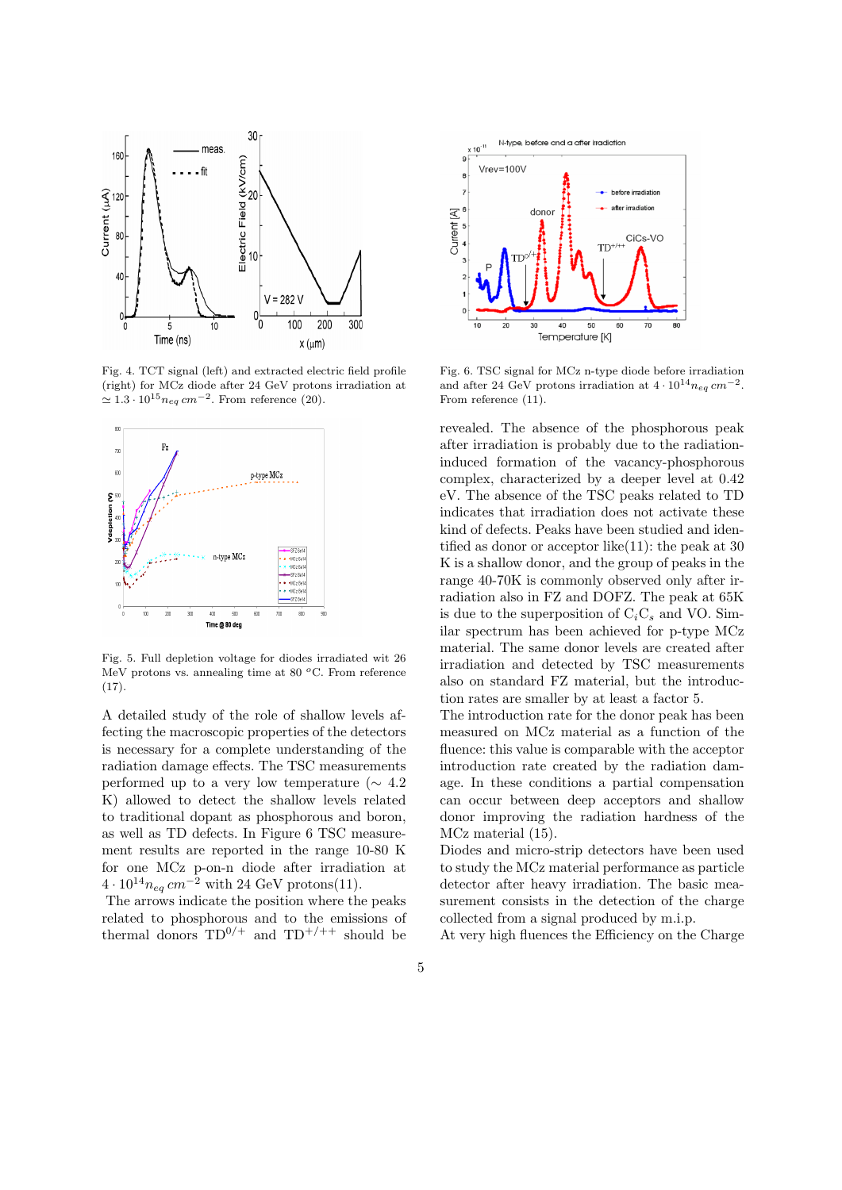Fig. 4. TCT signal (left) and extracted electric field profile (right) for MCz diode after 24 GeV protons irradiation at $\simeq 1.3 \cdot 10^{15} n_{eq}\, cm^{-2}$. From reference (20).

Fig. 5. Full depletion voltage for diodes irradiated wit 26 MeV protons vs. annealing time at 80 $^{o}$C. From reference (17).

A detailed study of the role of shallow levels affecting the macroscopic properties of the detectors is necessary for a complete understanding of the radiation damage effects. The TSC measurements performed up to a very low temperature ($\sim$ 4.2 K) allowed to detect the shallow levels related to traditional dopant as phosphorous and boron, as well as TD defects. In Figure 6 TSC measurement results are reported in the range 10-80 K for one MCz p-on-n diode after irradiation at $4 \cdot 10^{14} n_{eq}\, cm^{-2}$ with 24 GeV protons(11).

The arrows indicate the position where the peaks related to phosphorous and to the emissions of thermal donors $TD^{0/+}$ and $TD^{+/++}$ should be

Fig. 6. TSC signal for MCz n-type diode before irradiation and after 24 GeV protons irradiation at $4 \cdot 10^{14} n_{eq}\, cm^{-2}$. From reference (11).

revealed. The absence of the phosphorous peak after irradiation is probably due to the radiation-induced formation of the vacancy-phosphorous complex, characterized by a deeper level at 0.42 eV. The absence of the TSC peaks related to TD indicates that irradiation does not activate these kind of defects. Peaks have been studied and identified as donor or acceptor like(11): the peak at 30 K is a shallow donor, and the group of peaks in the range 40-70K is commonly observed only after irradiation also in FZ and DOFZ. The peak at 65K is due to the superposition of $C_iC_s$ and VO. Similar spectrum has been achieved for p-type MCz material. The same donor levels are created after irradiation and detected by TSC measurements also on standard FZ material, but the introduction rates are smaller by at least a factor 5.
The introduction rate for the donor peak has been measured on MCz material as a function of the fluence: this value is comparable with the acceptor introduction rate created by the radiation damage. In these conditions a partial compensation can occur between deep acceptors and shallow donor improving the radiation hardness of the MCz material (15).
Diodes and micro-strip detectors have been used to study the MCz material performance as particle detector after heavy irradiation. The basic measurement consists in the detection of the charge collected from a signal produced by m.i.p.
At very high fluences the Efficiency on the Charge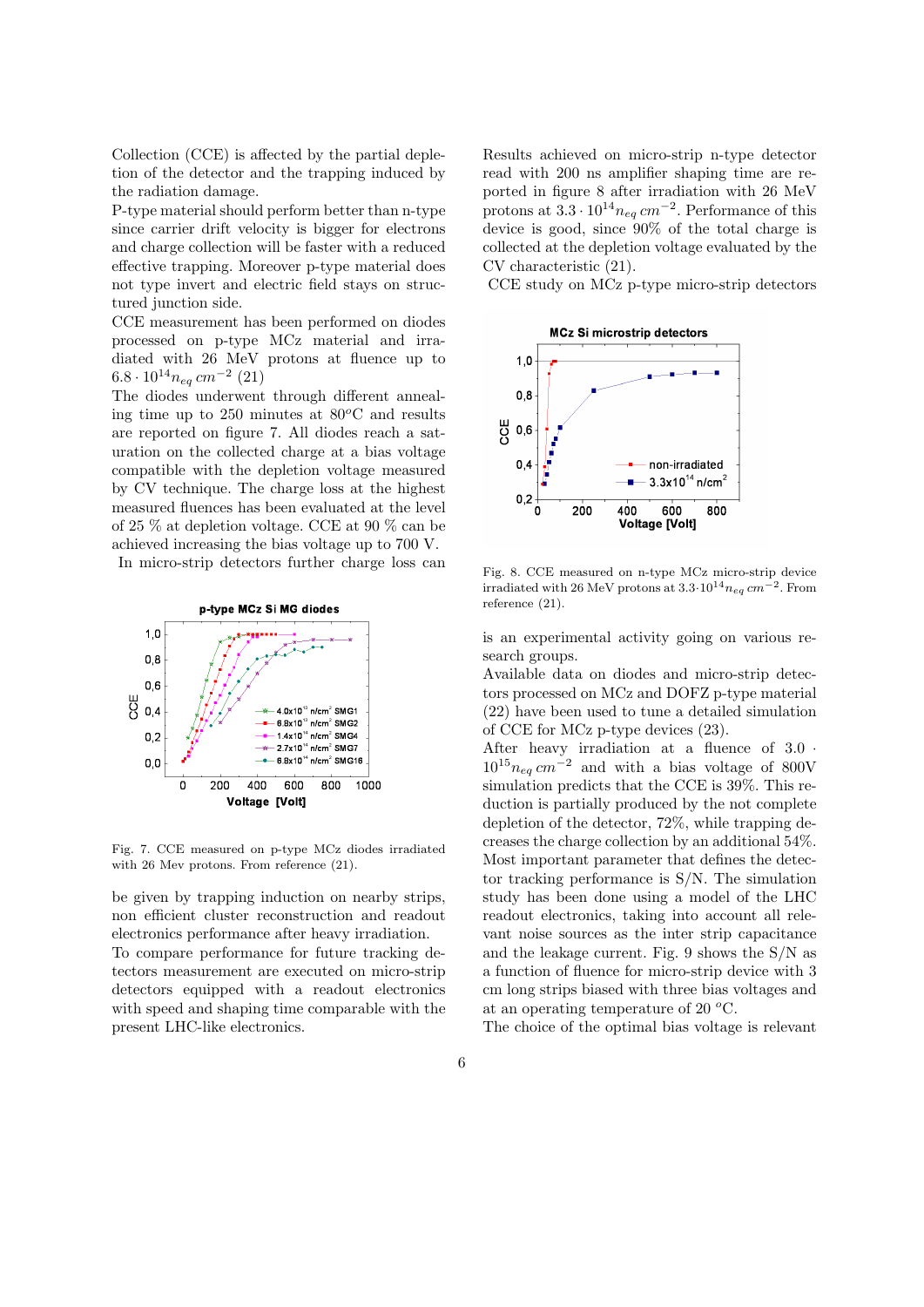Collection (CCE) is affected by the partial depletion of the detector and the trapping induced by the radiation damage.

P-type material should perform better than n-type since carrier drift velocity is bigger for electrons and charge collection will be faster with a reduced effective trapping. Moreover p-type material does not type invert and electric field stays on structured junction side.

CCE measurement has been performed on diodes processed on p-type MCz material and irradiated with 26 MeV protons at fluence up to $6.8 \cdot 10^{14} n_{eq}\, cm^{-2}$ (21)

The diodes underwent through different annealing time up to 250 minutes at 80$^o$C and results are reported on figure 7. All diodes reach a saturation on the collected charge at a bias voltage compatible with the depletion voltage measured by CV technique. The charge loss at the highest measured fluences has been evaluated at the level of 25 % at depletion voltage. CCE at 90 % can be achieved increasing the bias voltage up to 700 V.

In micro-strip detectors further charge loss can be given by trapping induction on nearby strips, non efficient cluster reconstruction and readout electronics performance after heavy irradiation.

To compare performance for future tracking detectors measurement are executed on micro-strip detectors equipped with a readout electronics with speed and shaping time comparable with the present LHC-like electronics.

Fig. 7. CCE measured on p-type MCz diodes irradiated with 26 Mev protons. From reference (21).

Results achieved on micro-strip n-type detector read with 200 ns amplifier shaping time are reported in figure 8 after irradiation with 26 MeV protons at $3.3 \cdot 10^{14} n_{eq}\, cm^{-2}$. Performance of this device is good, since 90% of the total charge is collected at the depletion voltage evaluated by the CV characteristic (21).

CCE study on MCz p-type micro-strip detectors is an experimental activity going on various research groups.

Fig. 8. CCE measured on n-type MCz micro-strip device irradiated with 26 MeV protons at $3.3 \cdot 10^{14} n_{eq}\, cm^{-2}$. From reference (21).

Available data on diodes and micro-strip detectors processed on MCz and DOFZ p-type material (22) have been used to tune a detailed simulation of CCE for MCz p-type devices (23).

After heavy irradiation at a fluence of $3.0 \cdot 10^{15} n_{eq}\, cm^{-2}$ and with a bias voltage of 800V simulation predicts that the CCE is 39%. This reduction is partially produced by the not complete depletion of the detector, 72%, while trapping decreases the charge collection by an additional 54%.

Most important parameter that defines the detector tracking performance is S/N. The simulation study has been done using a model of the LHC readout electronics, taking into account all relevant noise sources as the inter strip capacitance and the leakage current. Fig. 9 shows the S/N as a function of fluence for micro-strip device with 3 cm long strips biased with three bias voltages and at an operating temperature of 20 $^o$C.

The choice of the optimal bias voltage is relevant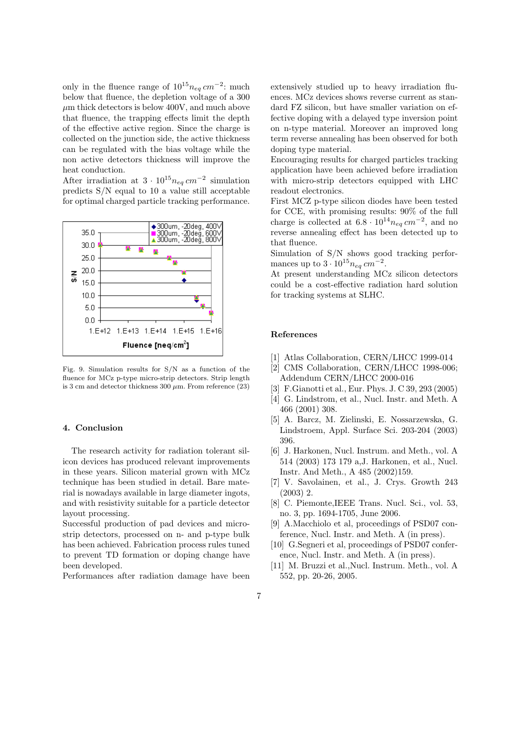only in the fluence range of $10^{15} n_{eq}\, cm^{-2}$: much below that fluence, the depletion voltage of a 300 $\mu$m thick detectors is below 400V, and much above that fluence, the trapping effects limit the depth of the effective active region. Since the charge is collected on the junction side, the active thickness can be regulated with the bias voltage while the non active detectors thickness will improve the heat conduction.
After irradiation at $3 \cdot 10^{15} n_{eq}\, cm^{-2}$ simulation predicts S/N equal to 10 a value still acceptable for optimal charged particle tracking performance.

Fig. 9. Simulation results for S/N as a function of the fluence for MCz p-type micro-strip detectors. Strip length is 3 cm and detector thickness 300 $\mu$m. From reference (23)

## 4. Conclusion

The research activity for radiation tolerant silicon devices has produced relevant improvements in these years. Silicon material grown with MCz technique has been studied in detail. Bare material is nowadays available in large diameter ingots, and with resistivity suitable for a particle detector layout processing.
Successful production of pad devices and micro-strip detectors, processed on n- and p-type bulk has been achieved. Fabrication process rules tuned to prevent TD formation or doping change have been developed.
Performances after radiation damage have been extensively studied up to heavy irradiation fluences. MCz devices shows reverse current as standard FZ silicon, but have smaller variation on effective doping with a delayed type inversion point on n-type material. Moreover an improved long term reverse annealing has been observed for both doping type material.
Encouraging results for charged particles tracking application have been achieved before irradiation with micro-strip detectors equipped with LHC readout electronics.
First MCZ p-type silicon diodes have been tested for CCE, with promising results: 90% of the full charge is collected at $6.8 \cdot 10^{14} n_{eq}\, cm^{-2}$, and no reverse annealing effect has been detected up to that fluence.
Simulation of S/N shows good tracking performances up to $3 \cdot 10^{15} n_{eq}\, cm^{-2}$.
At present understanding MCz silicon detectors could be a cost-effective radiation hard solution for tracking systems at SLHC.

## References

[1] Atlas Collaboration, CERN/LHCC 1999-014
[2] CMS Collaboration, CERN/LHCC 1998-006; Addendum CERN/LHCC 2000-016
[3] F.Gianotti et al., Eur. Phys. J. C 39, 293 (2005)
[4] G. Lindstrom, et al., Nucl. Instr. and Meth. A 466 (2001) 308.
[5] A. Barcz, M. Zielinski, E. Nossarzewska, G. Lindstroem, Appl. Surface Sci. 203-204 (2003) 396.
[6] J. Harkonen, Nucl. Instrum. and Meth., vol. A 514 (2003) 173 179 a,J. Harkonen, et al., Nucl. Instr. And Meth., A 485 (2002)159.
[7] V. Savolainen, et al., J. Crys. Growth 243 (2003) 2.
[8] C. Piemonte,IEEE Trans. Nucl. Sci., vol. 53, no. 3, pp. 1694-1705, June 2006.
[9] A.Macchiolo et al, proceedings of PSD07 conference, Nucl. Instr. and Meth. A (in press).
[10] G.Segneri et al, proceedings of PSD07 conference, Nucl. Instr. and Meth. A (in press).
[11] M. Bruzzi et al.,Nucl. Instrum. Meth., vol. A 552, pp. 20-26, 2005.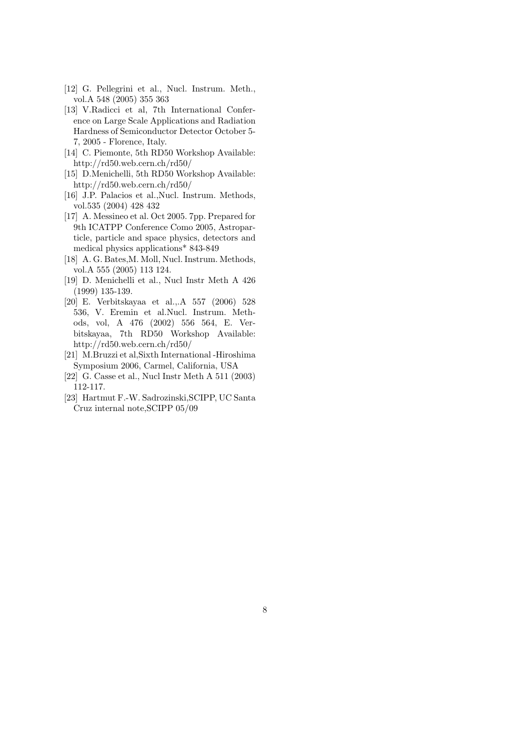[12] G. Pellegrini et al., Nucl. Instrum. Meth., vol.A 548 (2005) 355 363

[13] V.Radicci et al, 7th International Conference on Large Scale Applications and Radiation Hardness of Semiconductor Detector October 5-7, 2005 - Florence, Italy.

[14] C. Piemonte, 5th RD50 Workshop Available: http://rd50.web.cern.ch/rd50/

[15] D.Menichelli, 5th RD50 Workshop Available: http://rd50.web.cern.ch/rd50/

[16] J.P. Palacios et al.,Nucl. Instrum. Methods, vol.535 (2004) 428 432

[17] A. Messineo et al. Oct 2005. 7pp. Prepared for 9th ICATPP Conference Como 2005, Astroparticle, particle and space physics, detectors and medical physics applications* 843-849

[18] A. G. Bates,M. Moll, Nucl. Instrum. Methods, vol.A 555 (2005) 113 124.

[19] D. Menichelli et al., Nucl Instr Meth A 426 (1999) 135-139.

[20] E. Verbitskayaa et al.,.A 557 (2006) 528 536, V. Eremin et al.Nucl. Instrum. Methods, vol, A 476 (2002) 556 564, E. Verbitskayaa, 7th RD50 Workshop Available: http://rd50.web.cern.ch/rd50/

[21] M.Bruzzi et al,Sixth International -Hiroshima Symposium 2006, Carmel, California, USA

[22] G. Casse et al., Nucl Instr Meth A 511 (2003) 112-117.

[23] Hartmut F.-W. Sadrozinski,SCIPP, UC Santa Cruz internal note,SCIPP 05/09